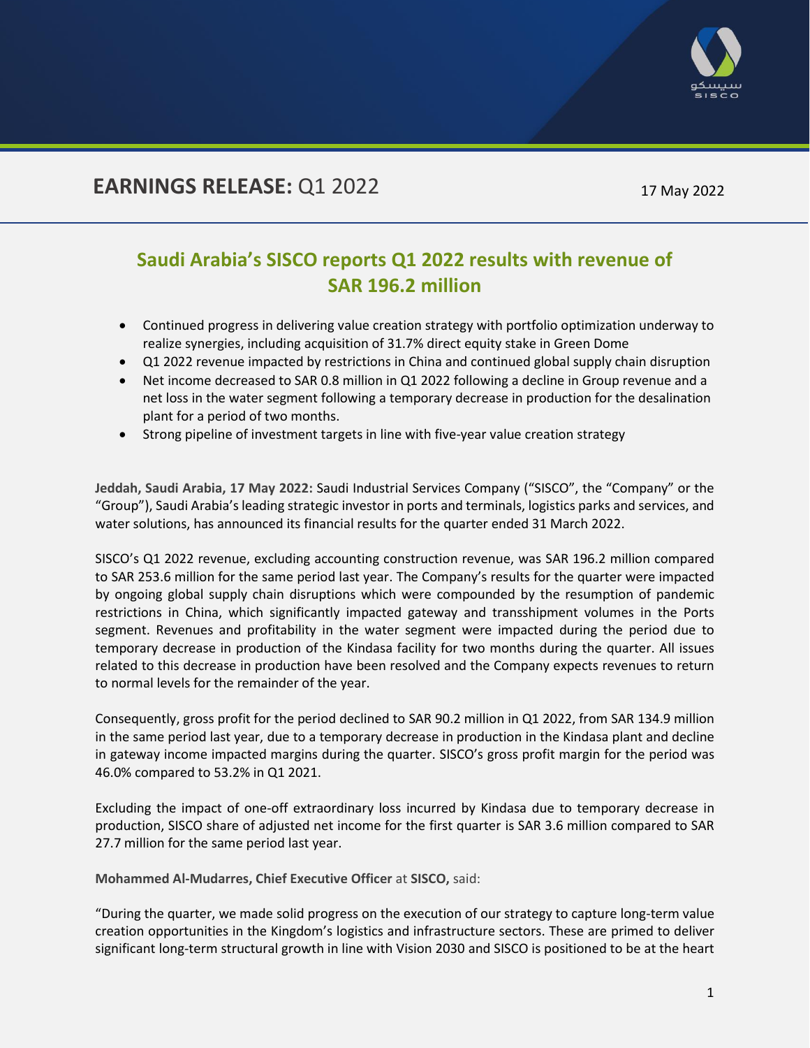# EARNINGS RELEASE: Q1 2022

17 May 2022

## Saudi Arabia's SISCO reports Q1 2022 results with revenue of SAR 196.2 million

- Continued progress in delivering value creation strategy with portfolio optimization underway to realize synergies, including acquisition of 31.7% direct equity stake in Green Dome
- Q1 2022 revenue impacted by restrictions in China and continued global supply chain disruption
- Net income decreased to SAR 0.8 million in Q1 2022 following a decline in Group revenue and a net loss in the water segment following a temporary decrease in production for the desalination plant for a period of two months.
- Strong pipeline of investment targets in line with five-year value creation strategy

**Jeddah, Saudi Arabia, 17 May 2022:** Saudi Industrial Services Company ("SISCO", the "Company" or the "Group"), Saudi Arabia's leading strategic investor in ports and terminals, logistics parks and services, and water solutions, has announced its financial results for the quarter ended 31 March 2022.

SISCO's Q1 2022 revenue, excluding accounting construction revenue, was SAR 196.2 million compared to SAR 253.6 million for the same period last year. The Company's results for the quarter were impacted by ongoing global supply chain disruptions which were compounded by the resumption of pandemic restrictions in China, which significantly impacted gateway and transshipment volumes in the Ports segment. Revenues and profitability in the water segment were impacted during the period due to temporary decrease in production of the Kindasa facility for two months during the quarter. All issues related to this decrease in production have been resolved and the Company expects revenues to return to normal levels for the remainder of the year.

Consequently, gross profit for the period declined to SAR 90.2 million in Q1 2022, from SAR 134.9 million in the same period last year, due to a temporary decrease in production in the Kindasa plant and decline in gateway income impacted margins during the quarter. SISCO's gross profit margin for the period was 46.0% compared to 53.2% in Q1 2021.

Excluding the impact of one-off extraordinary loss incurred by Kindasa due to temporary decrease in production, SISCO share of adjusted net income for the first quarter is SAR 3.6 million compared to SAR 27.7 million for the same period last year.

**Mohammed Al-Mudarres, Chief Executive Officer** at **SISCO,** said:

"During the quarter, we made solid progress on the execution of our strategy to capture long-term value creation opportunities in the Kingdom's logistics and infrastructure sectors. These are primed to deliver significant long-term structural growth in line with Vision 2030 and SISCO is positioned to be at the heart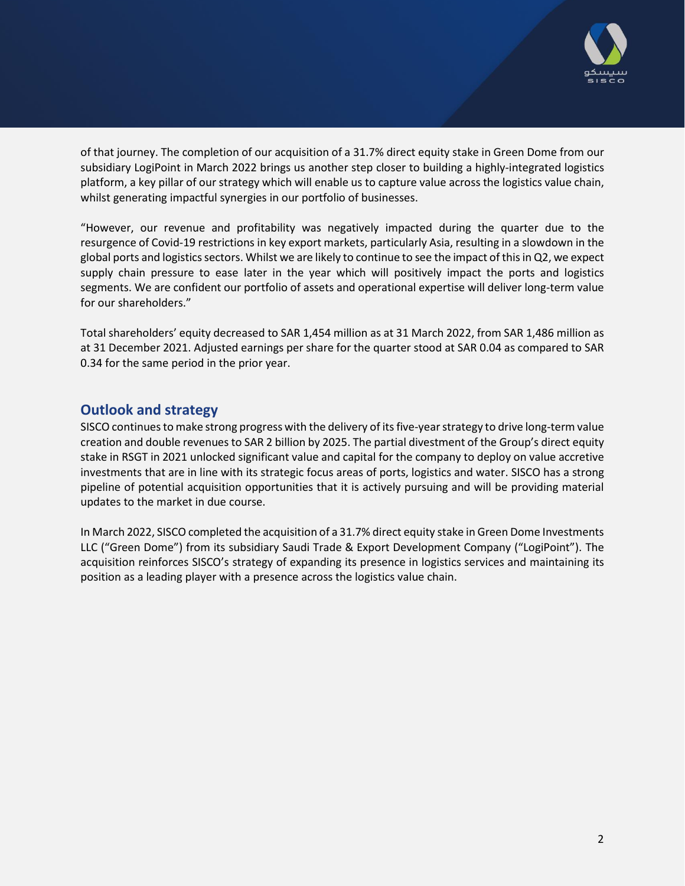of that journey. The completion of our acquisition of a 31.7% direct equity stake in Green Dome from our subsidiary LogiPoint in March 2022 brings us another step closer to building a highly-integrated logistics platform, a key pillar of our strategy which will enable us to capture value across the logistics value chain, whilst generating impactful synergies in our portfolio of businesses.

"However, our revenue and profitability was negatively impacted during the quarter due to the resurgence of Covid-19 restrictions in key export markets, particularly Asia, resulting in a slowdown in the global ports and logistics sectors. Whilst we are likely to continue to see the impact of this in Q2, we expect supply chain pressure to ease later in the year which will positively impact the ports and logistics segments. We are confident our portfolio of assets and operational expertise will deliver long-term value for our shareholders."

Total shareholders' equity decreased to SAR 1,454 million as at 31 March 2022, from SAR 1,486 million as at 31 December 2021. Adjusted earnings per share for the quarter stood at SAR 0.04 as compared to SAR 0.34 for the same period in the prior year.

## Outlook and strategy

SISCO continues to make strong progress with the delivery of its five-year strategy to drive long-term value creation and double revenues to SAR 2 billion by 2025. The partial divestment of the Group's direct equity stake in RSGT in 2021 unlocked significant value and capital for the company to deploy on value accretive investments that are in line with its strategic focus areas of ports, logistics and water. SISCO has a strong pipeline of potential acquisition opportunities that it is actively pursuing and will be providing material updates to the market in due course.

In March 2022, SISCO completed the acquisition of a 31.7% direct equity stake in Green Dome Investments LLC ("Green Dome") from its subsidiary Saudi Trade & Export Development Company ("LogiPoint"). The acquisition reinforces SISCO's strategy of expanding its presence in logistics services and maintaining its position as a leading player with a presence across the logistics value chain.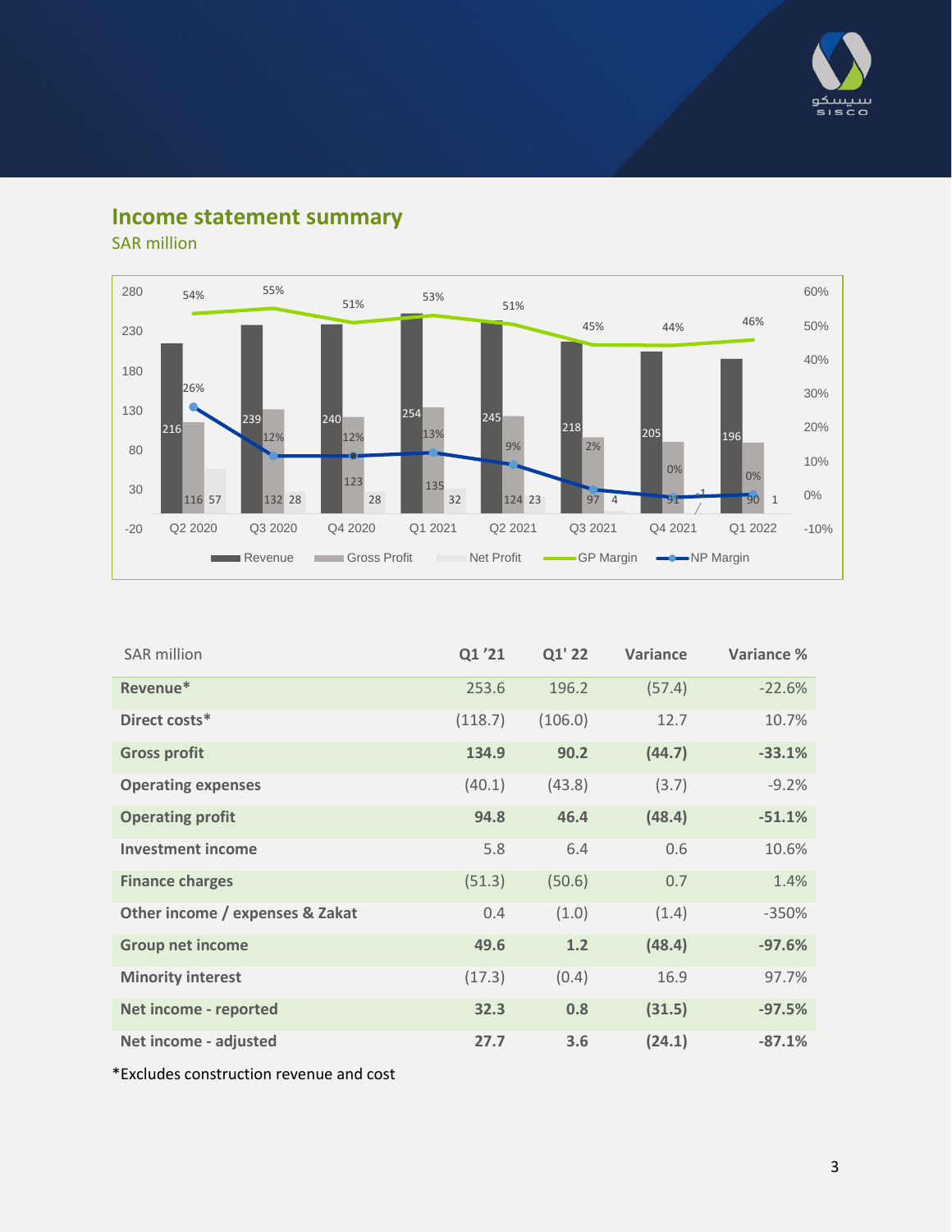## Income statement summary

SAR million

| SAR million | Q1 '21 | Q1' 22 | Variance | Variance % |
|---|---|---|---|---|
| **Revenue*** | 253.6 | 196.2 | (57.4) | -22.6% |
| **Direct costs*** | (118.7) | (106.0) | 12.7 | 10.7% |
| **Gross profit** | **134.9** | **90.2** | **(44.7)** | **-33.1%** |
| **Operating expenses** | (40.1) | (43.8) | (3.7) | -9.2% |
| **Operating profit** | **94.8** | **46.4** | **(48.4)** | **-51.1%** |
| **Investment income** | 5.8 | 6.4 | 0.6 | 10.6% |
| **Finance charges** | (51.3) | (50.6) | 0.7 | 1.4% |
| **Other income / expenses & Zakat** | 0.4 | (1.0) | (1.4) | -350% |
| **Group net income** | **49.6** | **1.2** | **(48.4)** | **-97.6%** |
| **Minority interest** | (17.3) | (0.4) | 16.9 | 97.7% |
| **Net income - reported** | **32.3** | **0.8** | **(31.5)** | **-97.5%** |
| **Net income - adjusted** | **27.7** | **3.6** | **(24.1)** | **-87.1%** |

*Excludes construction revenue and cost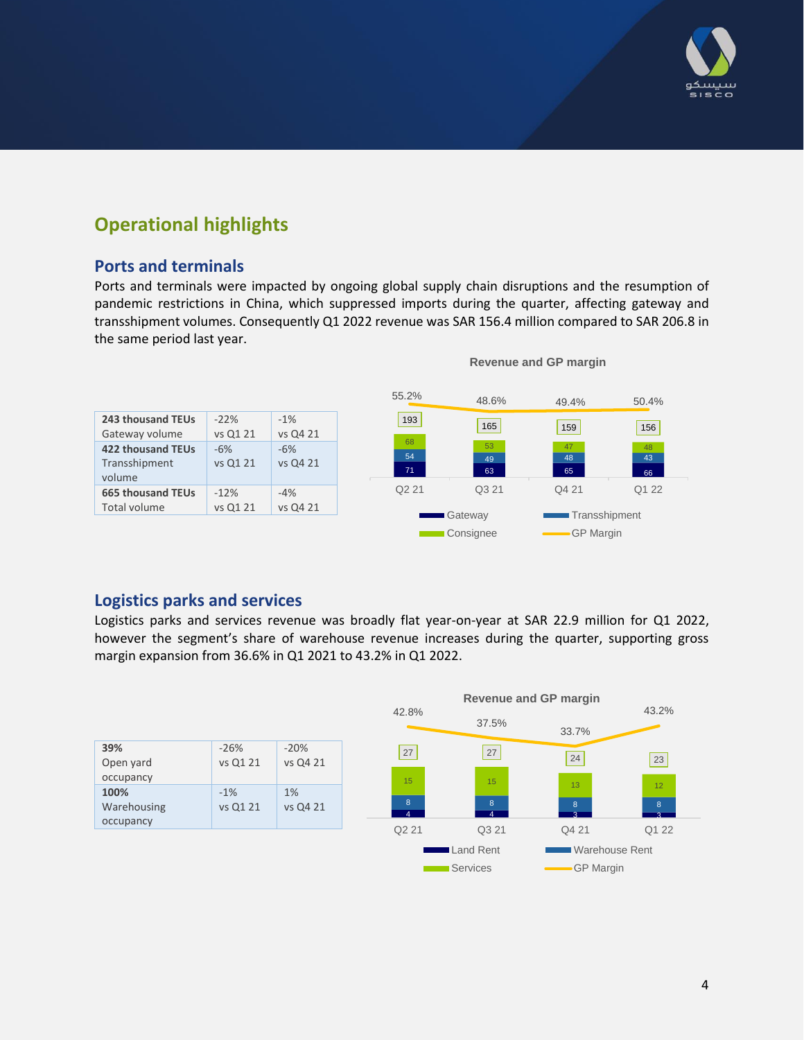## Operational highlights

### Ports and terminals

Ports and terminals were impacted by ongoing global supply chain disruptions and the resumption of pandemic restrictions in China, which suppressed imports during the quarter, affecting gateway and transshipment volumes. Consequently Q1 2022 revenue was SAR 156.4 million compared to SAR 206.8 in the same period last year.

| | | |
|---|---|---|
| **243 thousand TEUs** Gateway volume | -22% vs Q1 21 | -1% vs Q4 21 |
| **422 thousand TEUs** Transshipment volume | -6% vs Q1 21 | -6% vs Q4 21 |
| **665 thousand TEUs** Total volume | -12% vs Q1 21 | -4% vs Q4 21 |

**Revenue and GP margin**

| | Q2 21 | Q3 21 | Q4 21 | Q1 22 |
|---|---|---|---|---|
| Gateway | 71 | 63 | 65 | 66 |
| Transshipment | 54 | 49 | 48 | 43 |
| Consignee | 68 | 53 | 47 | 48 |
| Total | 193 | 165 | 159 | 156 |
| GP Margin | 55.2% | 48.6% | 49.4% | 50.4% |

### Logistics parks and services

Logistics parks and services revenue was broadly flat year-on-year at SAR 22.9 million for Q1 2022, however the segment's share of warehouse revenue increases during the quarter, supporting gross margin expansion from 36.6% in Q1 2021 to 43.2% in Q1 2022.

| | | |
|---|---|---|
| **39%** Open yard occupancy | -26% vs Q1 21 | -20% vs Q4 21 |
| **100%** Warehousing occupancy | -1% vs Q1 21 | 1% vs Q4 21 |

**Revenue and GP margin**

| | Q2 21 | Q3 21 | Q4 21 | Q1 22 |
|---|---|---|---|---|
| Land Rent | 4 | 4 | 3 | 3 |
| Warehouse Rent | 8 | 8 | 8 | 8 |
| Services | 15 | 15 | 13 | 12 |
| Total | 27 | 27 | 24 | 23 |
| GP Margin | 42.8% | 37.5% | 33.7% | 43.2% |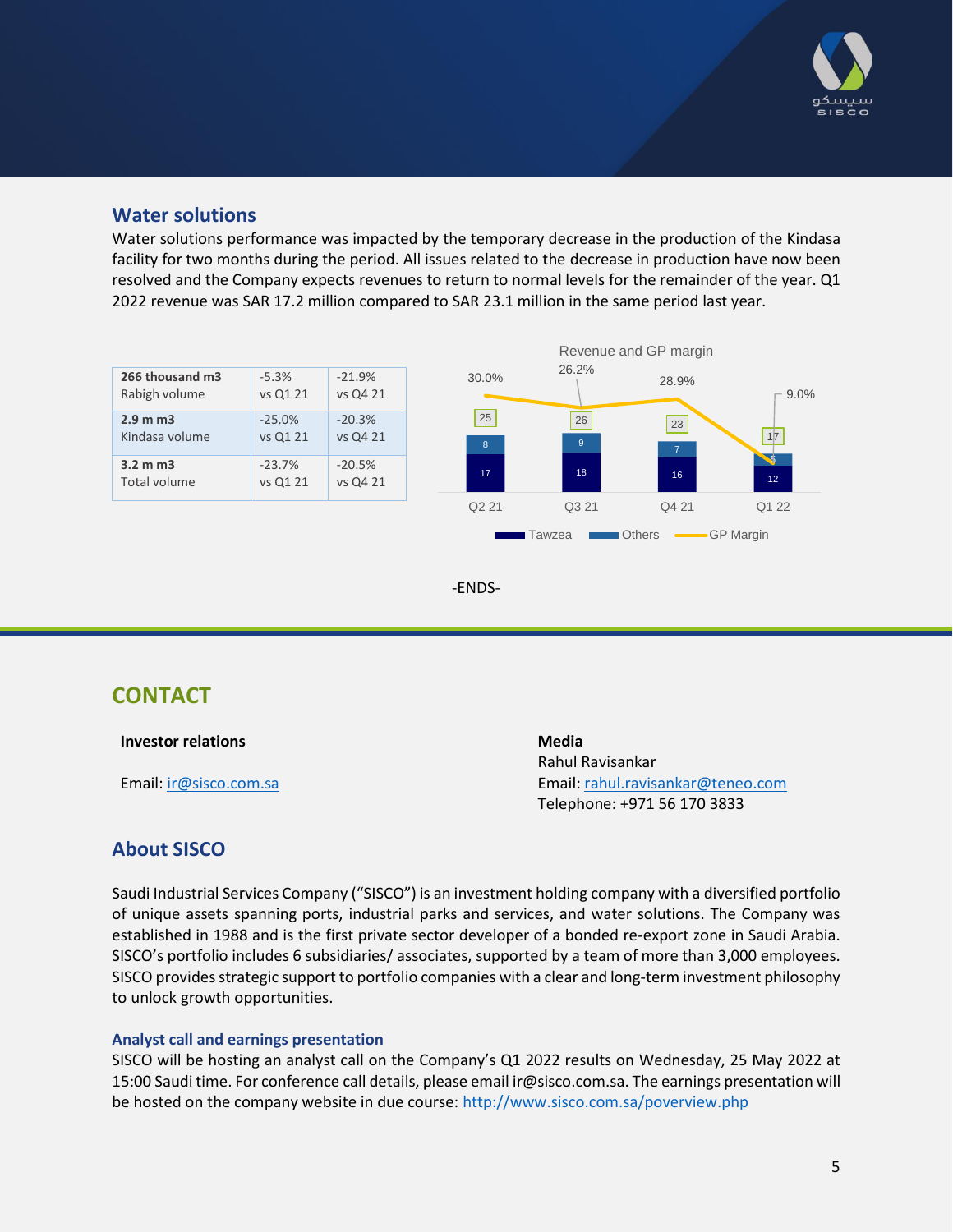## Water solutions

Water solutions performance was impacted by the temporary decrease in the production of the Kindasa facility for two months during the period. All issues related to the decrease in production have now been resolved and the Company expects revenues to return to normal levels for the remainder of the year. Q1 2022 revenue was SAR 17.2 million compared to SAR 23.1 million in the same period last year.

| | | |
|---|---|---|
| **266 thousand m3** Rabigh volume | -5.3% vs Q1 21 | -21.9% vs Q4 21 |
| **2.9 m m3** Kindasa volume | -25.0% vs Q1 21 | -20.3% vs Q4 21 |
| **3.2 m m3** Total volume | -23.7% vs Q1 21 | -20.5% vs Q4 21 |

Revenue and GP margin

30.0%
26.2%
28.9%
9.0%

25
26
23
17

8
9
7
5

17
18
16
12

Q2 21
Q3 21
Q4 21
Q1 22

Tawzea
Others
GP Margin

-ENDS-

## CONTACT

**Investor relations**

Email: [ir@sisco.com.sa](mailto:ir@sisco.com.sa)

**Media**
Rahul Ravisankar
Email: [rahul.ravisankar@teneo.com](mailto:rahul.ravisankar@teneo.com)
Telephone: +971 56 170 3833

## About SISCO

Saudi Industrial Services Company ("SISCO") is an investment holding company with a diversified portfolio of unique assets spanning ports, industrial parks and services, and water solutions. The Company was established in 1988 and is the first private sector developer of a bonded re-export zone in Saudi Arabia. SISCO's portfolio includes 6 subsidiaries/ associates, supported by a team of more than 3,000 employees. SISCO provides strategic support to portfolio companies with a clear and long-term investment philosophy to unlock growth opportunities.

### Analyst call and earnings presentation

SISCO will be hosting an analyst call on the Company's Q1 2022 results on Wednesday, 25 May 2022 at 15:00 Saudi time. For conference call details, please email ir@sisco.com.sa. The earnings presentation will be hosted on the company website in due course: [http://www.sisco.com.sa/poverview.php](http://www.sisco.com.sa/poverview.php)